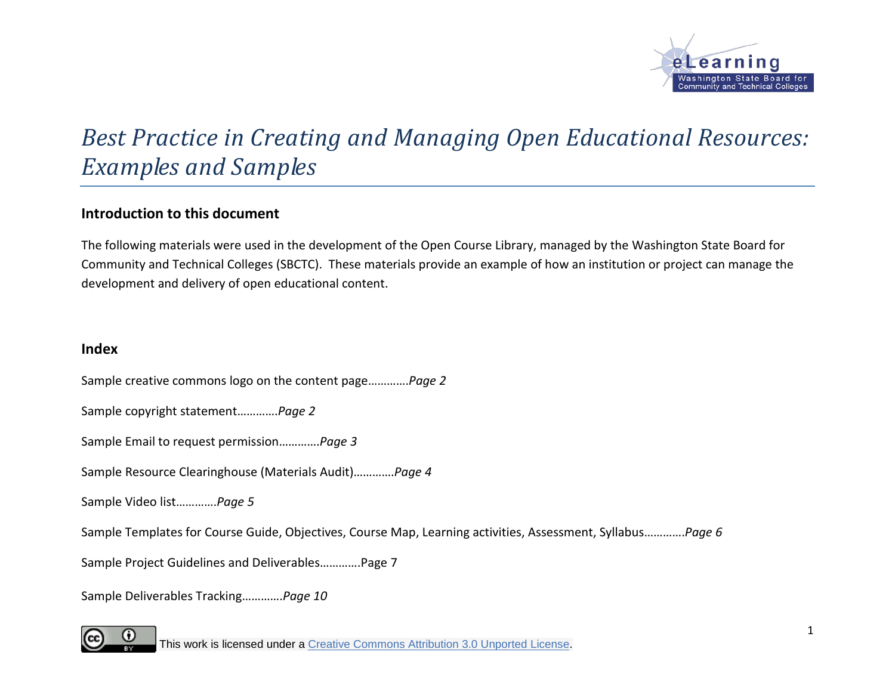# *Best Practice in Creating and Managing Open Educational Resources: Examples and Samples*

## Introduction to this document

The following materials were used in the development of the Open Course Library, managed by the Washington State Board for Community and Technical Colleges (SBCTC). These materials provide an example of how an institution or project can manage the development and delivery of open educational content.

## Index

Sample creative commons logo on the content page…………*Page 2*

Sample copyright statement…………*Page 2*

Sample Email to request permission…………*Page 3*

Sample Resource Clearinghouse (Materials Audit)…………*Page 4*

Sample Video list…………*Page 5*

Sample Templates for Course Guide, Objectives, Course Map, Learning activities, Assessment, Syllabus…………*Page 6*

Sample Project Guidelines and Deliverables…………Page 7

Sample Deliverables Tracking…………*Page 10*

This work is licensed under a [Creative Commons Attribution 3.0 Unported License](http://creativecommons.org/licenses/by/3.0/).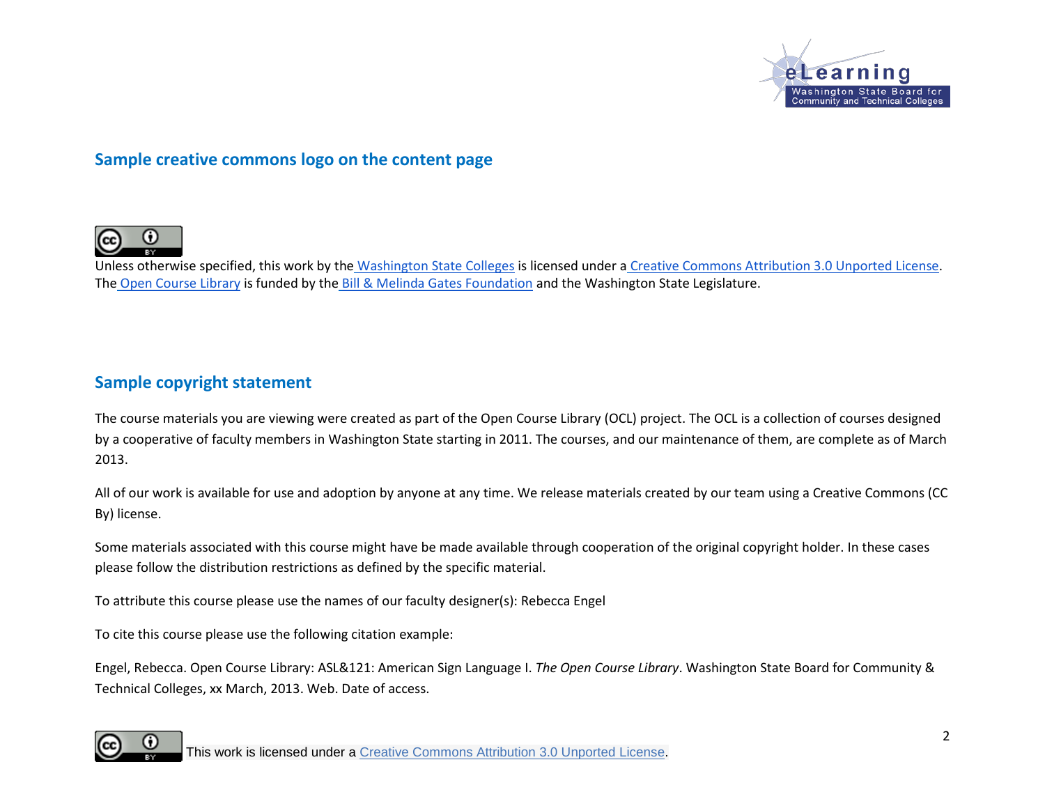## Sample creative commons logo on the content page

Unless otherwise specified, this work by the Washington State Colleges is licensed under a Creative Commons Attribution 3.0 Unported License. The Open Course Library is funded by the Bill & Melinda Gates Foundation and the Washington State Legislature.

## Sample copyright statement

The course materials you are viewing were created as part of the Open Course Library (OCL) project. The OCL is a collection of courses designed by a cooperative of faculty members in Washington State starting in 2011. The courses, and our maintenance of them, are complete as of March 2013.

All of our work is available for use and adoption by anyone at any time. We release materials created by our team using a Creative Commons (CC By) license.

Some materials associated with this course might have be made available through cooperation of the original copyright holder. In these cases please follow the distribution restrictions as defined by the specific material.

To attribute this course please use the names of our faculty designer(s): Rebecca Engel

To cite this course please use the following citation example:

Engel, Rebecca. Open Course Library: ASL&121: American Sign Language I. *The Open Course Library*. Washington State Board for Community & Technical Colleges, xx March, 2013. Web. Date of access.

This work is licensed under a Creative Commons Attribution 3.0 Unported License.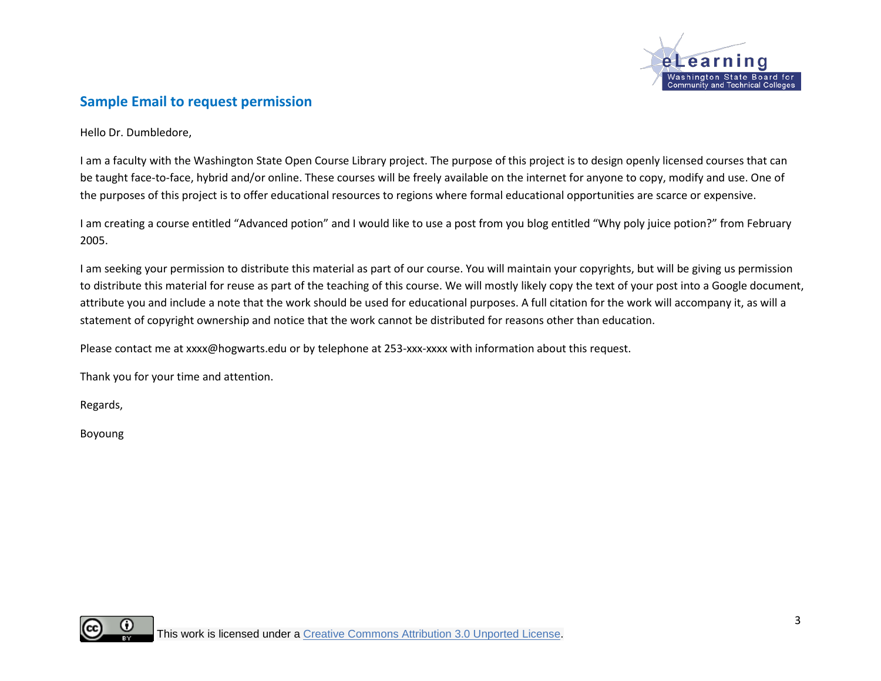## Sample Email to request permission

Hello Dr. Dumbledore,

I am a faculty with the Washington State Open Course Library project. The purpose of this project is to design openly licensed courses that can be taught face-to-face, hybrid and/or online. These courses will be freely available on the internet for anyone to copy, modify and use. One of the purposes of this project is to offer educational resources to regions where formal educational opportunities are scarce or expensive.

I am creating a course entitled "Advanced potion" and I would like to use a post from you blog entitled "Why poly juice potion?" from February 2005.

I am seeking your permission to distribute this material as part of our course. You will maintain your copyrights, but will be giving us permission to distribute this material for reuse as part of the teaching of this course. We will mostly likely copy the text of your post into a Google document, attribute you and include a note that the work should be used for educational purposes. A full citation for the work will accompany it, as will a statement of copyright ownership and notice that the work cannot be distributed for reasons other than education.

Please contact me at xxxx@hogwarts.edu or by telephone at 253-xxx-xxxx with information about this request.

Thank you for your time and attention.

Regards,

Boyoung

This work is licensed under a Creative Commons Attribution 3.0 Unported License.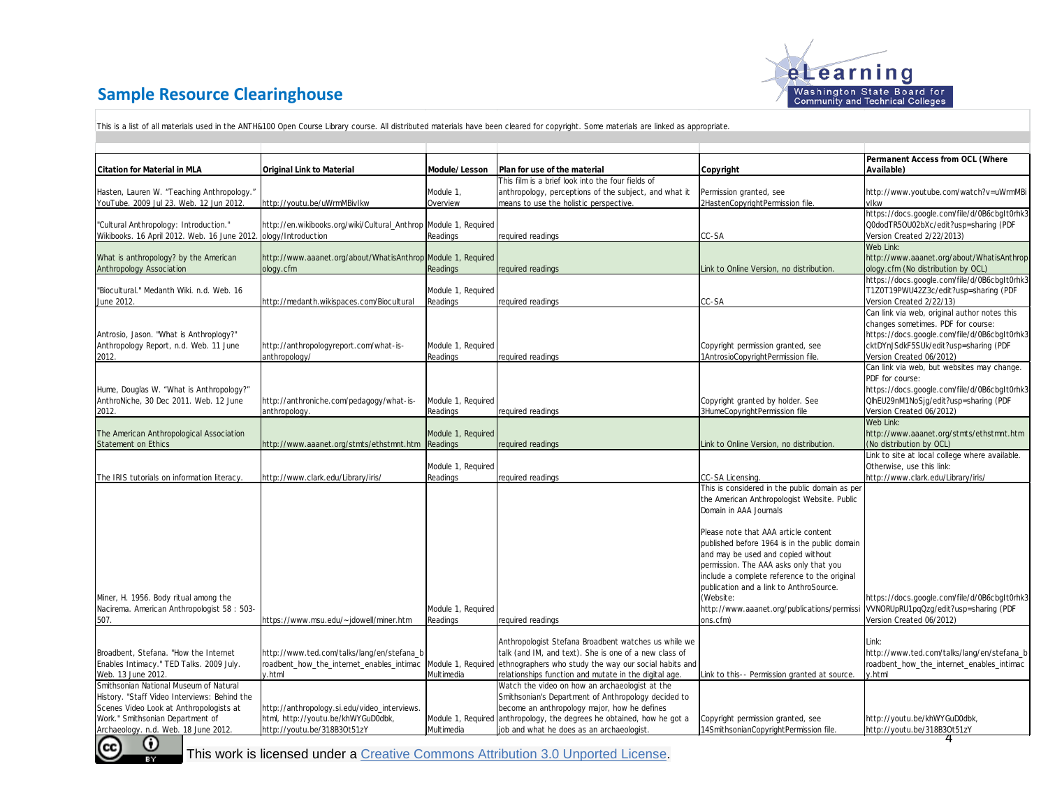## Sample Resource Clearinghouse

eLearning Washington State Board for Community and Technical Colleges

This is a list of all materials used in the ANTH&100 Open Course Library course. All distributed materials have been cleared for copyright. Some materials are linked as appropriate.

| Citation for Material in MLA | Original Link to Material | Module/ Lesson | Plan for use of the material | Copyright | Permanent Access from OCL (Where Available) |
|---|---|---|---|---|---|
| Hasten, Lauren W. "Teaching Anthropology." YouTube. 2009 Jul 23. Web. 12 Jun 2012. | http://youtu.be/uWrmMBivIkw | Module 1, Overview | This film is a brief look into the four fields of anthropology, perceptions of the subject, and what it means to use the holistic perspective. | Permission granted, see 2HastenCopyrightPermission file. | http://www.youtube.com/watch?v=uWrmMBivIkw |
| "Cultural Anthropology: Introduction." Wikibooks. 16 April 2012. Web. 16 June 2012. | http://en.wikibooks.org/wiki/Cultural_Anthropology/Introduction | Module 1, Required Readings | required readings | CC-SA | https://docs.google.com/file/d/0B6cbgIt0rhk3Q0dodTR5OU02bXc/edit?usp=sharing (PDF Version Created 2/22/2013) |
| What is anthropology? by the American Anthropology Association | http://www.aaanet.org/about/WhatisAnthropology.cfm | Module 1, Required Readings | required readings | Link to Online Version, no distribution. | Web Link: http://www.aaanet.org/about/WhatisAnthropology.cfm (No distribution by OCL) |
| "Biocultural." Medanth Wiki. n.d. Web. 16 June 2012. | http://medanth.wikispaces.com/Biocultural | Module 1, Required Readings | required readings | CC-SA | https://docs.google.com/file/d/0B6cbgIt0rhk3T1Z0T19PWU42Z3c/edit?usp=sharing (PDF Version Created 2/22/13) |
| Antrosio, Jason. "What is Anthropology?" Anthropology Report, n.d. Web. 11 June 2012. | http://anthropologyreport.com/what-is-anthropology/ | Module 1, Required Readings | required readings | Copyright permission granted, see 1AntrosioCopyrightPermission file. | Can link via web, original author notes this changes sometimes. PDF for course: https://docs.google.com/file/d/0B6cbgIt0rhk3cktDYnJSdkF5SUk/edit?usp=sharing (PDF Version Created 06/2012) |
| Hume, Douglas W. "What is Anthropology?" AnthroNiche, 30 Dec 2011. Web. 12 June 2012. | http://anthroniche.com/pedagogy/what-is-anthropology. | Module 1, Required Readings | required readings | Copyright granted by holder. See 3HumeCopyrightPermission file | Can link via web, but websites may change. PDF for course: https://docs.google.com/file/d/0B6cbgIt0rhk3QlhEU29nM1NoSjg/edit?usp=sharing (PDF Version Created 06/2012) |
| The American Anthropological Association Statement on Ethics | http://www.aaanet.org/stmts/ethstmnt.htm | Module 1, Required Readings | required readings | Link to Online Version, no distribution. | Web Link: http://www.aaanet.org/stmts/ethstmnt.htm (No distribution by OCL) |
| The IRIS tutorials on information literacy. | http://www.clark.edu/Library/iris/ | Module 1, Required Readings | required readings | CC-SA Licensing. | Link to site at local college where available. Otherwise, use this link: http://www.clark.edu/Library/iris/ |
| Miner, H. 1956. Body ritual among the Nacirema. American Anthropologist 58 : 503-507. | https://www.msu.edu/~jdowell/miner.htm | Module 1, Required Readings | required readings | This is considered in the public domain as per the American Anthropologist Website. Public Domain in AAA Journals<br><br>Please note that AAA article content published before 1964 is in the public domain and may be used and copied without permission. The AAA asks only that you include a complete reference to the original publication and a link to AnthroSource. (Website: http://www.aaanet.org/publications/permissions.cfm) | https://docs.google.com/file/d/0B6cbgIt0rhk3VVNORUpRU1pqQzg/edit?usp=sharing (PDF Version Created 06/2012) |
| Broadbent, Stefana. "How the Internet Enables Intimacy." TED Talks. 2009 July. Web. 13 June 2012. | http://www.ted.com/talks/lang/en/stefana_broadbent_how_the_internet_enables_intimacy.html | Module 1, Required Multimedia | Anthropologist Stefana Broadbent watches us while we talk (and IM, and text). She is one of a new class of ethnographers who study the way our social habits and relationships function and mutate in the digital age. | Link to this-- Permission granted at source. | Link: http://www.ted.com/talks/lang/en/stefana_broadbent_how_the_internet_enables_intimacy.html |
| Smithsonian National Museum of Natural History. "Staff Video Interviews: Behind the Scenes Video Look at Anthropologists at Work." Smithsonian Department of Archaeology. n.d. Web. 18 June 2012. | http://anthropology.si.edu/video_interviews.html, http://youtu.be/khWYGuD0dbk, http://youtu.be/318B3Ot51zY | Module 1, Required Multimedia | Watch the video on how an archaeologist at the Smithsonian's Department of Anthropology decided to become an anthropology major, how he defines anthropology, the degrees he obtained, how he got a job and what he does as an archaeologist. | Copyright permission granted, see 14SmithsonianCopyrightPermission file. | http://youtu.be/khWYGuD0dbk, http://youtu.be/318B3Ot51zY |

This work is licensed under a Creative Commons Attribution 3.0 Unported License.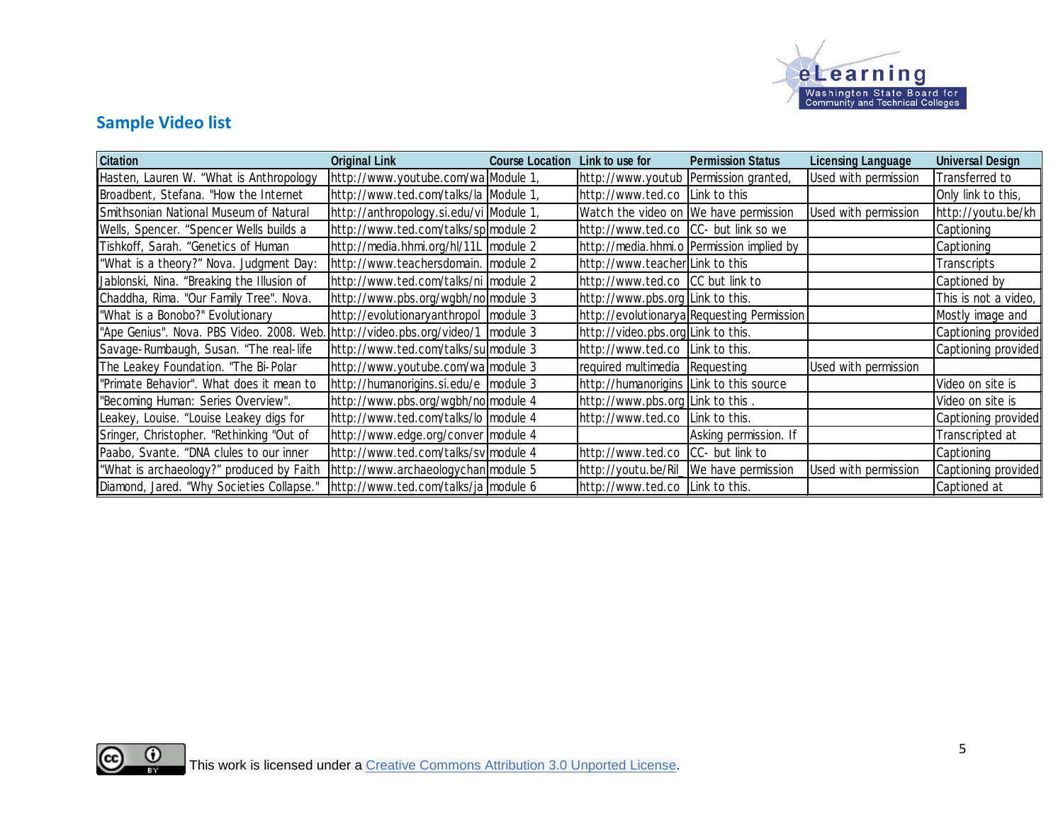## Sample Video list

| Citation | Original Link | Course Location | Link to use for | Permission Status | Licensing Language | Universal Design |
|---|---|---|---|---|---|---|
| Hasten, Lauren W. "What is Anthropology | http://www.youtube.com/wa | Module 1, | http://www.youtub | Permission granted, | Used with permission | Transferred to |
| Broadbent, Stefana. "How the Internet | http://www.ted.com/talks/la | Module 1, | http://www.ted.co | Link to this | | Only link to this, |
| Smithsonian National Museum of Natural | http://anthropology.si.edu/vi | Module 1, | Watch the video on | We have permission | Used with permission | http://youtu.be/kh |
| Wells, Spencer. "Spencer Wells builds a | http://www.ted.com/talks/sp | module 2 | http://www.ted.co | CC- but link so we | | Captioning |
| Tishkoff, Sarah. "Genetics of Human | http://media.hhmi.org/hl/11L | module 2 | http://media.hhmi.o | Permission implied by | | Captioning |
| "What is a theory?" Nova. Judgment Day: | http://www.teachersdomain. | module 2 | http://www.teacher | Link to this | | Transcripts |
| Jablonski, Nina. "Breaking the Illusion of | http://www.ted.com/talks/ni | module 2 | http://www.ted.co | CC but link to | | Captioned by |
| Chaddha, Rima. "Our Family Tree". Nova. | http://www.pbs.org/wgbh/no | module 3 | http://www.pbs.org | Link to this. | | This is not a video, |
| "What is a Bonobo?" Evolutionary | http://evolutionaryanthropol | module 3 | http://evolutionarya | Requesting Permission | | Mostly image and |
| "Ape Genius". Nova. PBS Video. 2008. Web. | http://video.pbs.org/video/1 | module 3 | http://video.pbs.org | Link to this. | | Captioning provided |
| Savage-Rumbaugh, Susan. "The real-life | http://www.ted.com/talks/su | module 3 | http://www.ted.co | Link to this. | | Captioning provided |
| The Leakey Foundation. "The Bi-Polar | http://www.youtube.com/wa | module 3 | required multimedia | Requesting | Used with permission | |
| "Primate Behavior". What does it mean to | http://humanorigins.si.edu/e | module 3 | http://humanorigins | Link to this source | | Video on site is |
| "Becoming Human: Series Overview". | http://www.pbs.org/wgbh/no | module 4 | http://www.pbs.org | Link to this . | | Video on site is |
| Leakey, Louise. "Louise Leakey digs for | http://www.ted.com/talks/lo | module 4 | http://www.ted.co | Link to this. | | Captioning provided |
| Sringer, Christopher. "Rethinking "Out of | http://www.edge.org/conver | module 4 | | Asking permission. If | | Transcripted at |
| Paabo, Svante. "DNA clues to our inner | http://www.ted.com/talks/sv | module 4 | http://www.ted.co | CC- but link to | | Captioning |
| "What is archaeology?" produced by Faith | http://www.archaeologychan | module 5 | http://youtu.be/Ril_ | We have permission | Used with permission | Captioning provided |
| Diamond, Jared. "Why Societies Collapse." | http://www.ted.com/talks/ja | module 6 | http://www.ted.co | Link to this. | | Captioned at |

This work is licensed under a [Creative Commons Attribution 3.0 Unported License](http://creativecommons.org/licenses/by/3.0/).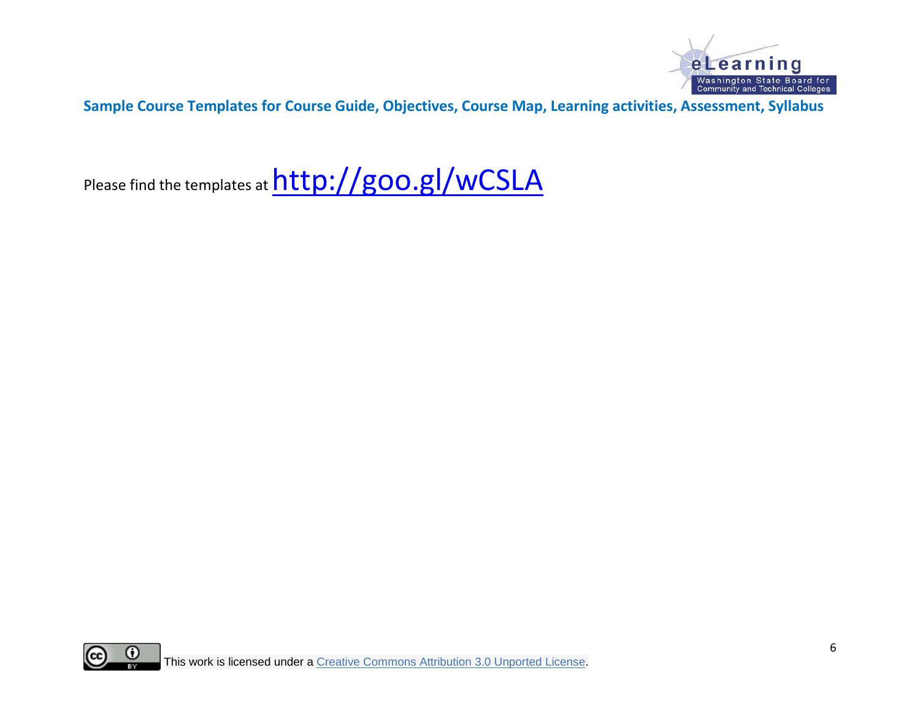**Sample Course Templates for Course Guide, Objectives, Course Map, Learning activities, Assessment, Syllabus**

Please find the templates at [http://goo.gl/wCSLA](http://goo.gl/wCSLA)

This work is licensed under a [Creative Commons Attribution 3.0 Unported License](http://creativecommons.org/licenses/by/3.0/).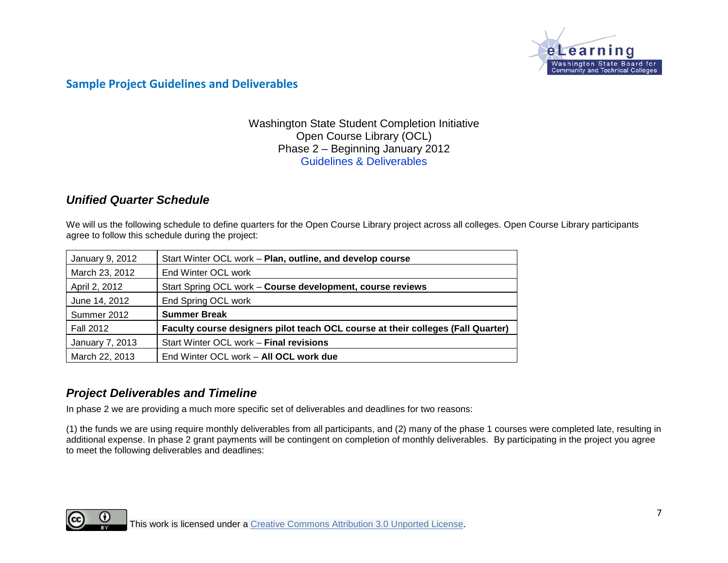## Sample Project Guidelines and Deliverables

Washington State Student Completion Initiative
Open Course Library (OCL)
Phase 2 – Beginning January 2012
Guidelines & Deliverables

### *Unified Quarter Schedule*

We will us the following schedule to define quarters for the Open Course Library project across all colleges. Open Course Library participants agree to follow this schedule during the project:

| | |
|---|---|
| January 9, 2012 | Start Winter OCL work – **Plan, outline, and develop course** |
| March 23, 2012 | End Winter OCL work |
| April 2, 2012 | Start Spring OCL work – **Course development, course reviews** |
| June 14, 2012 | End Spring OCL work |
| Summer 2012 | **Summer Break** |
| Fall 2012 | **Faculty course designers pilot teach OCL course at their colleges (Fall Quarter)** |
| January 7, 2013 | Start Winter OCL work – **Final revisions** |
| March 22, 2013 | End Winter OCL work – **All OCL work due** |

### *Project Deliverables and Timeline*

In phase 2 we are providing a much more specific set of deliverables and deadlines for two reasons:

(1) the funds we are using require monthly deliverables from all participants, and (2) many of the phase 1 courses were completed late, resulting in additional expense. In phase 2 grant payments will be contingent on completion of monthly deliverables. By participating in the project you agree to meet the following deliverables and deadlines:

This work is licensed under a Creative Commons Attribution 3.0 Unported License.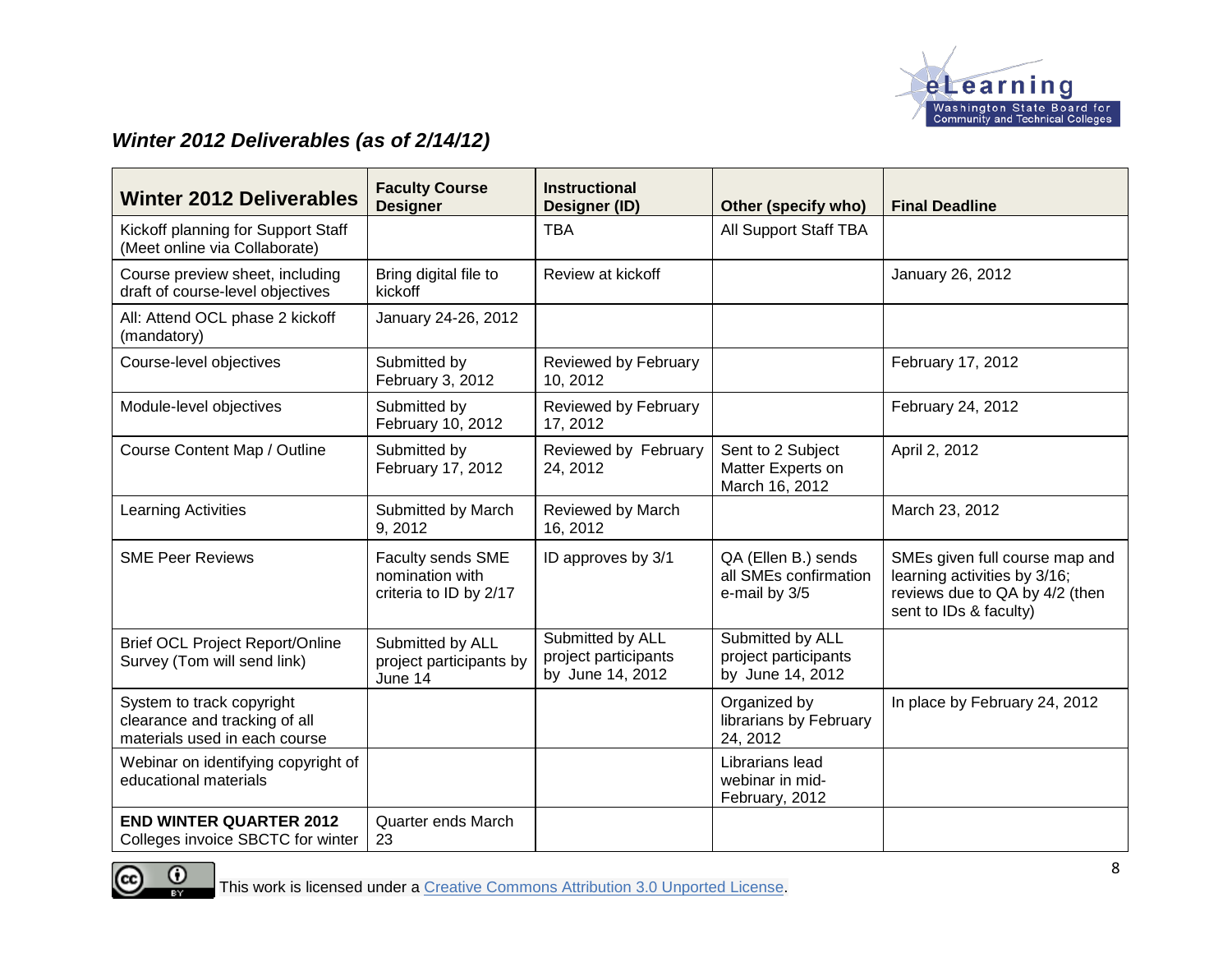***Winter 2012 Deliverables (as of 2/14/12)***

| Winter 2012 Deliverables | Faculty Course Designer | Instructional Designer (ID) | Other (specify who) | Final Deadline |
|---|---|---|---|---|
| Kickoff planning for Support Staff (Meet online via Collaborate) | | TBA | All Support Staff TBA | |
| Course preview sheet, including draft of course-level objectives | Bring digital file to kickoff | Review at kickoff | | January 26, 2012 |
| All: Attend OCL phase 2 kickoff (mandatory) | January 24-26, 2012 | | | |
| Course-level objectives | Submitted by February 3, 2012 | Reviewed by February 10, 2012 | | February 17, 2012 |
| Module-level objectives | Submitted by February 10, 2012 | Reviewed by February 17, 2012 | | February 24, 2012 |
| Course Content Map / Outline | Submitted by February 17, 2012 | Reviewed by February 24, 2012 | Sent to 2 Subject Matter Experts on March 16, 2012 | April 2, 2012 |
| Learning Activities | Submitted by March 9, 2012 | Reviewed by March 16, 2012 | | March 23, 2012 |
| SME Peer Reviews | Faculty sends SME nomination with criteria to ID by 2/17 | ID approves by 3/1 | QA (Ellen B.) sends all SMEs confirmation e-mail by 3/5 | SMEs given full course map and learning activities by 3/16; reviews due to QA by 4/2 (then sent to IDs & faculty) |
| Brief OCL Project Report/Online Survey (Tom will send link) | Submitted by ALL project participants by June 14 | Submitted by ALL project participants by June 14, 2012 | Submitted by ALL project participants by June 14, 2012 | |
| System to track copyright clearance and tracking of all materials used in each course | | | Organized by librarians by February 24, 2012 | In place by February 24, 2012 |
| Webinar on identifying copyright of educational materials | | | Librarians lead webinar in mid-February, 2012 | |
| **END WINTER QUARTER 2012** Colleges invoice SBCTC for winter | Quarter ends March 23 | | | |

This work is licensed under a [Creative Commons Attribution 3.0 Unported License](http://creativecommons.org/licenses/by/3.0/).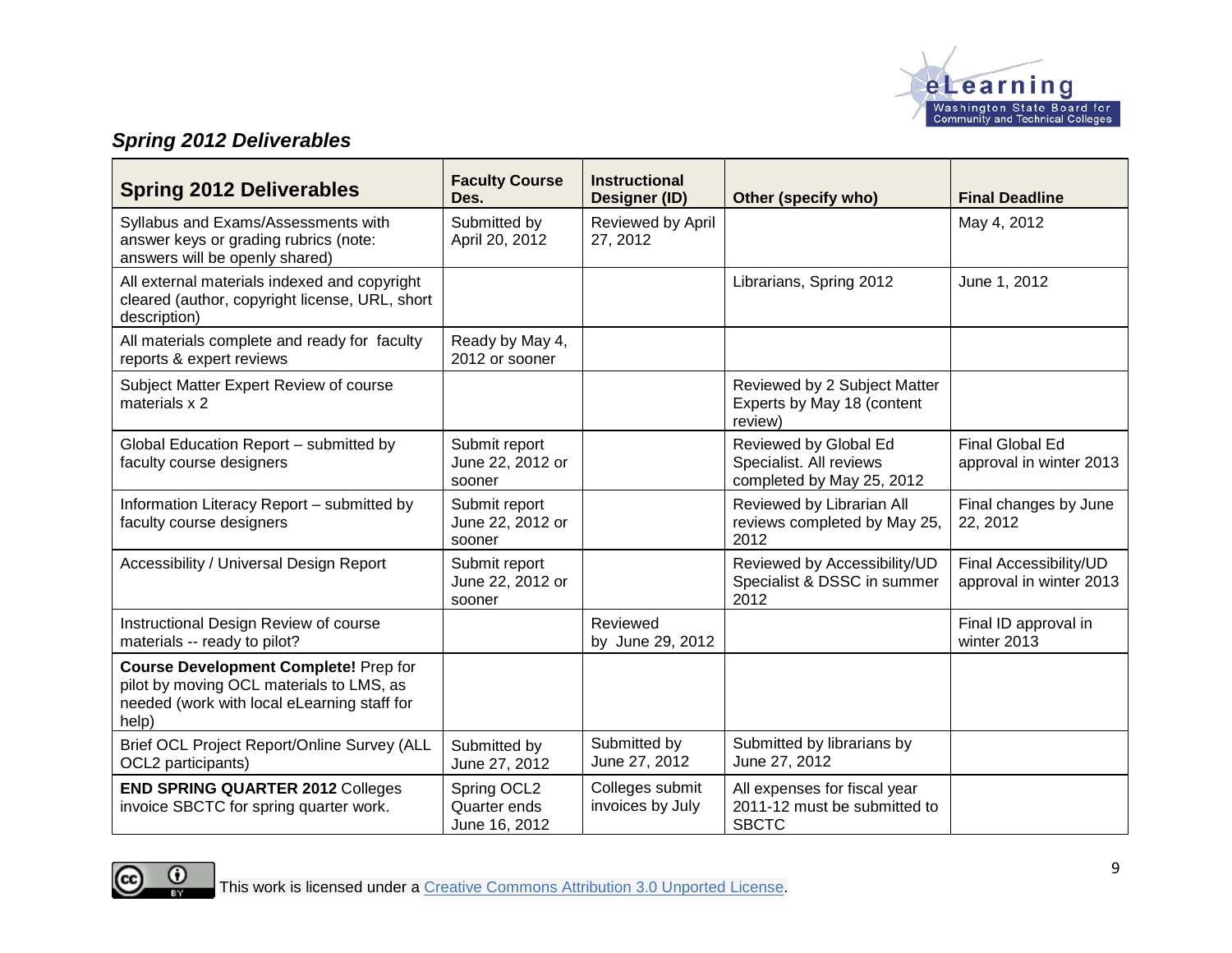### *Spring 2012 Deliverables*

| **Spring 2012 Deliverables** | **Faculty Course Des.** | **Instructional Designer (ID)** | **Other (specify who)** | **Final Deadline** |
|---|---|---|---|---|
| Syllabus and Exams/Assessments with answer keys or grading rubrics (note: answers will be openly shared) | Submitted by April 20, 2012 | Reviewed by April 27, 2012 | | May 4, 2012 |
| All external materials indexed and copyright cleared (author, copyright license, URL, short description) | | | Librarians, Spring 2012 | June 1, 2012 |
| All materials complete and ready for faculty reports & expert reviews | Ready by May 4, 2012 or sooner | | | |
| Subject Matter Expert Review of course materials x 2 | | | Reviewed by 2 Subject Matter Experts by May 18 (content review) | |
| Global Education Report – submitted by faculty course designers | Submit report June 22, 2012 or sooner | | Reviewed by Global Ed Specialist. All reviews completed by May 25, 2012 | Final Global Ed approval in winter 2013 |
| Information Literacy Report – submitted by faculty course designers | Submit report June 22, 2012 or sooner | | Reviewed by Librarian All reviews completed by May 25, 2012 | Final changes by June 22, 2012 |
| Accessibility / Universal Design Report | Submit report June 22, 2012 or sooner | | Reviewed by Accessibility/UD Specialist & DSSC in summer 2012 | Final Accessibility/UD approval in winter 2013 |
| Instructional Design Review of course materials -- ready to pilot? | | Reviewed by June 29, 2012 | | Final ID approval in winter 2013 |
| **Course Development Complete!** Prep for pilot by moving OCL materials to LMS, as needed (work with local eLearning staff for help) | | | | |
| Brief OCL Project Report/Online Survey (ALL OCL2 participants) | Submitted by June 27, 2012 | Submitted by June 27, 2012 | Submitted by librarians by June 27, 2012 | |
| **END SPRING QUARTER 2012** Colleges invoice SBCTC for spring quarter work. | Spring OCL2 Quarter ends June 16, 2012 | Colleges submit invoices by July | All expenses for fiscal year 2011-12 must be submitted to SBCTC | |

This work is licensed under a Creative Commons Attribution 3.0 Unported License.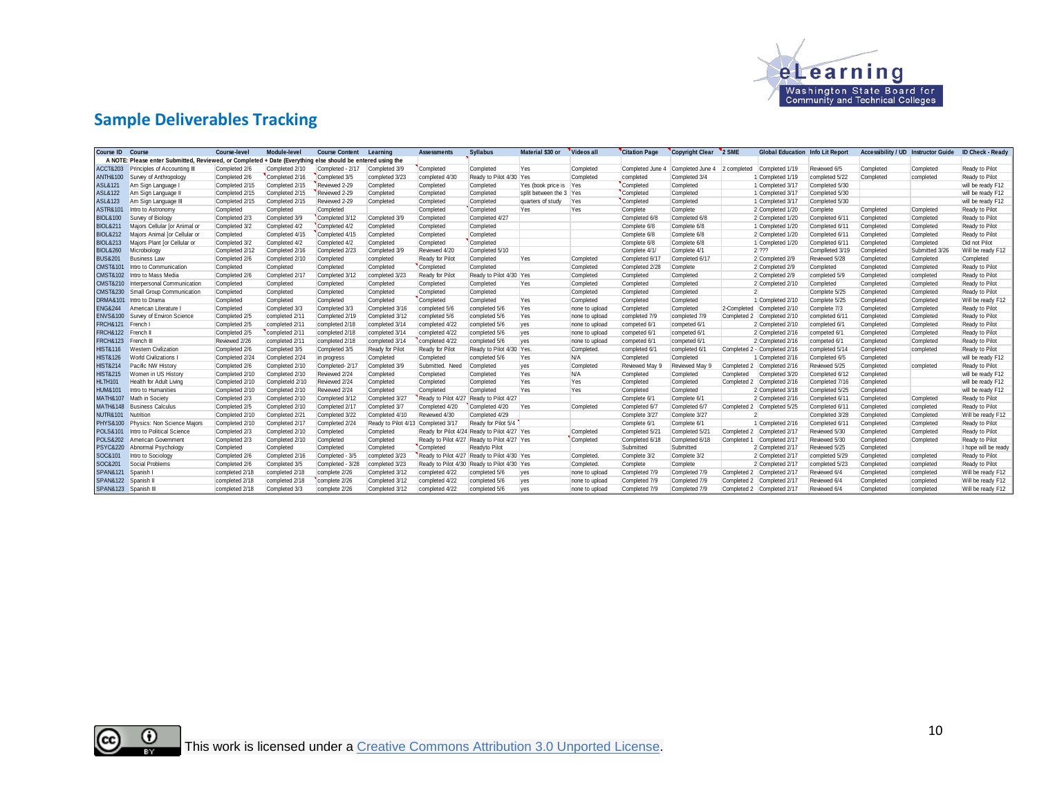## Sample Deliverables Tracking

| Course ID | Course | Course-level | Module-level | Course Content | Learning | Assessments | Syllabus | Material $30 or | Videos all | Citation Page | Copyright Clear | 2 SME | Global Education | Info Lit Report | Accessibility / UD | Instructor Guide | ID Check - Ready |
|---|---|---|---|---|---|---|---|---|---|---|---|---|---|---|---|---|---|
| A NOTE: Please enter Submitted, Reviewed, or Completed + Date (Everything else should be entered using the | | | | | | | | | | | | | | | | | |
| ACCT&203 | Principles of Accounting III | Completed 2/6 | Completed 2/10 | Completed - 2/17 | Completed 3/9 | Completed | Completed | Yes | Completed | Completed June 4 | Completed June 4 | 2 completed | Completed 1/19 | Reviewed 6/5 | Completed | Completed | Ready to Pilot |
| ANTH&100 | Survey of Anthropology | Completed 2/6 | Completed 2/16 | Completed 3/5 | completed 3/23 | completed 4/30 | Ready to Pilot 4/30 | Yes | Completed | completed | Completed 3/4 | 1 | Completed 1/19 | completed 5/22 | Completed | completed | Ready to Pilot |
| ASL&121 | Am Sign Language I | Completed 2/15 | Completed 2/15 | Reviewed 2-29 | Completed | Completed | Completed | Yes (book price is | Yes | Completed | Completed | 1 | Completed 3/17 | Completed 5/30 | | | will be ready F12 |
| ASL&122 | Am Sign Language II | Completed 2/15 | Completed 2/15 | Reviewed 2-29 | Completed | Completed | Completed | split between the 3 | Yes | Completed | Completed | 1 | Completed 3/17 | Completed 5/30 | | | will be ready F12 |
| ASL&123 | Am Sign Language III | Completed 2/15 | Completed 2/15 | Reviewed 2-29 | Completed | Completed | Completed | quarters of study | Yes | Completed | Completed | 1 | Completed 3/17 | Completed 5/30 | | | will be ready F12 |
| ASTR&101 | Intro to Astronomy | Completed | Completed | Completed | | Completed | Completed | Yes | Yes | Complete | Complete | 2 | Completed 1/20 | Complete | Completed | Completed | Ready to Pilot |
| BIOL&100 | Survey of Biology | Completed 2/3 | Completed 3/9 | Completed 3/12 | Completed 3/9 | Completed | Completed 4/27 | | | Completed 6/8 | Completed 6/8 | 2 | Completed 1/20 | Completed 6/11 | Completed | Completed | Ready to Pilot |
| BIOL&211 | Majors Cellular [or Animal or | Completed 3/2 | Completed 4/2 | Completed 4/2 | Completed | Completed | Completed | | | Complete 6/8 | Complete 6/8 | 1 | Completed 1/20 | Completed 6/11 | Completed | Completed | Ready to Pilot |
| BIOL&212 | Majors Animal [or Cellular or | Completed | Completed 4/15 | Completed 4/15 | Completed | Completed | Completed | | | Complete 6/8 | Complete 6/8 | 2 | Completed 1/20 | Completed 6/11 | Completed | Completed | Ready to Pilot |
| BIOL&213 | Majors Plant [or Cellular or | Completed 3/2 | Completed 4/2 | Completed 4/2 | Completed | Completed | Completed | | | Complete 6/8 | Complete 6/8 | 1 | Completed 1/20 | Completed 6/11 | Completed | Completed | Did not Pilot |
| BIOL&260 | Microbiology | Completed 2/12 | Completed 2/16 | Completed 2/23 | Completed 3/9 | Reviewed 4/20 | Completed 5/10 | | | Complete 4/1/ | Complete 4/1 | 2 | ??? | Complleted 3/19 | Completed | Submitted 3/26 | Will be ready F12 |
| BUS&201 | Business Law | Completed 2/6 | Completed 2/10 | Completed | completed | Ready for Pilot | Completed | Yes | Completed | Completed 6/17 | Completed 6/17 | 2 | Completed 2/9 | Reviewed 5/28 | Completed | Completed | Completed |
| CMST&101 | Intro to Communication | Completed | Completed | Completed | Completed | Completed | Completed | | Completed | Completed 2/28 | Complete | 2 | Completed 2/9 | Completed | Completed | Completed | Ready to Pilot |
| CMST&102 | Intro to Mass Media | Completed 2/6 | Completed 2/17 | Completed 3/12 | completed 3/23 | Ready for Pilot | Ready to Pilot 4/30 | Yes | Completed | Completed | Completed | 2 | Completed 2/9 | completed 5/9 | Completed | completed | Ready to Pilot |
| CMST&210 | Interpersonal Communication | Completed | Completed | Completed | Completed | Completed | Completed | Yes | Completed | Completed | Completed | 2 | Completed 2/10 | Completed | Completed | Completed | Ready to Pilot |
| CMST&230 | Small Group Communication | Completed | Completed | Completed | Completed | Completed | Completed | | Completed | Completed | Completed | 2 | | Complete 5/25 | Completed | Completed | Ready to Pilot |
| DRMA&101 | Intro to Drama | Completed | Completed | Completed | Completed | Completed | Completed | Yes | Completed | Completed | Completed | 1 | Completed 2/10 | Complete 5/25 | Completed | Completed | Will be ready F12 |
| ENG&244 | American Literature I | Completed | Completed 3/3 | Completed 3/3 | Completed 3/16 | completed 5/6 | completed 5/6 | Yes | none to upload | Completed | Completed | 2-Completed | Completed 2/10 | Complete 7/3 | Completed | Completed | Ready to Pilot |
| ENVS&100 | Survey of Environ Science | Completed 2/5 | completed 2/11 | Completed 2/19 | Completed 3/12 | completed 5/6 | completed 5/6 | Yes | none to upload | completed 7/9 | completed 7/9 | Completed 2 | Completed 2/10 | completed 6/11 | Completed | Completed | Ready to Pilot |
| FRCH&121 | French I | Completed 2/5 | completed 2/11 | completed 2/18 | completed 3/14 | completed 4/22 | completed 5/6 | yes | none to upload | competed 6/1 | competed 6/1 | 2 | Completed 2/10 | completed 6/1 | Completed | Completed | Ready to Pilot |
| FRCH&122 | French II | Completed 2/5 | completed 2/11 | completed 2/18 | completed 3/14 | completed 4/22 | completed 5/6 | yes | none to upload | competed 6/1 | competed 6/1 | 2 | Completed 2/16 | competed 6/1 | Completed | Completed | Ready to Pilot |
| FRCH&123 | French III | Reviewed 2/26 | completed 2/11 | completed 2/18 | completed 3/14 | completed 4/22 | completed 5/6 | yes | none to upload | competed 6/1 | competed 6/1 | 2 | Completed 2/16 | competed 6/1 | Completed | Completed | Ready to Pilot |
| HIST&116 | Western Civilization | Completed 2/6 | Completed 3/5 | Completed 3/5 | Ready for Pilot | Ready for Pilot | Ready to Pilot 4/30 | Yes. | Completed. | completed 6/1 | completed 6/1 | Completed 2 - | Completed 2/16 | completed 5/14 | Completed | completed | Ready to Pilot |
| HIST&126 | World Civilizations I | Completed 2/24 | Completed 2/24 | in progress | Completed | Completed | completed 5/6 | Yes | N/A | Completed | Completed | 1 | Completed 2/16 | Completed 6/5 | Completed | | will be ready F12 |
| HIST&214 | Pacific NW History | Completed 2/6 | Completed 2/10 | Completed- 2/17 | Completed 3/9 | Submitted. Need | Completed | yes | Completed | Reviewed May 9 | Reviewed May 9 | Completed 2 | Completed 2/16 | Reviewed 5/25 | Completed | completed | Ready to Pilot |
| HIST&215 | Women in US History | Completed 2/10 | Completed 2/10 | Reviewed 2/24 | Completed | Completed | Completed | Yes | N/A | Completed | Completed | Completed | Completed 3/20 | Completed 6/12 | Completed | | will be ready F12 |
| HLTH101 | Health for Adult Living | Completed 2/10 | Completeld 2/10 | Reviewed 2/24 | Completed | Completed | Completed | Yes | Yes | Completed | Completed | Completed 2 | Completed 2/16 | Completed 7/16 | Completed | | will be ready F12 |
| HUM&101 | Intro to Humanities | Completed 2/10 | Completed 2/10 | Reviewed 2/24 | Completed | Completed | Completed | Yes | Yes | Completed | Completed | 2 | Completed 3/18 | Completed 5/25 | Completed | | will be ready F12 |
| MATH&107 | Math in Society | Completed 2/3 | Completed 2/10 | Completed 3/12 | Completed 3/27 | Ready to Pilot 4/27 | Ready to Pilot 4/27 | | | Complete 6/1 | Complete 6/1 | 2 | Completed 2/16 | Completed 6/11 | Completed | Completed | Ready to Pilot |
| MATH&148 | Business Calculus | Completed 2/5 | Completed 2/10 | Completed 2/17 | Completed 3/7 | Completed 4/20 | Completed 4/20 | Yes | Completed | Completed 6/7 | Completed 6/7 | Completed 2 | Completed 5/25 | Completed 6/11 | Completed | completed | Ready to Pilot |
| NUTR&101 | Nutrition | Completed 2/10 | Completed 2/21 | Completed 3/22 | Completed 4/10 | Reviewed 4/30 | Completed 4/29 | | | Complete 3/27 | Complete 3/27 | 2 | | Completed 3/28 | Completed | Completed | Will be ready F12 |
| PHYS&100 | Physics: Non Science Majors | Completed 2/10 | Completed 2/17 | Completed 2/24 | Ready to Pilot 4/13 | Completed 3/17 | Ready for Pilot 5/4 | | | Complete 6/1 | Complete 6/1 | 1 | Completed 2/16 | Completed 6/11 | Completed | Completed | Ready to Pilot |
| POLS&101 | Intro to Political Science | Completed 2/3 | Completed 2/10 | Completed | Completed | Ready for Pilot 4/24 | Ready to Pilot 4/27 | Yes | Completed | Completed 5/21 | Completed 5/21 | Completed 2 | Completed 2/17 | Reviewed 5/30 | Completed | Completed | Ready to Pilot |
| POLS&202 | American Government | Completed 2/3 | Completed 2/10 | Completed | Completed | Ready to Pilot 4/27 | Ready to Pilot 4/27 | Yes | Completed | Completed 6/18 | Completed 6/18 | Completed 1 | Completed 2/17 | Reviewed 5/30 | Completed | Completed | Ready to Pilot |
| PSYC&220 | Abnormal Psychology | Completed | Completed | Completed | Completed | Completed | Readyto Pilot | | | Submitted | Submitted | 2 | Completed 2/17 | Reviewed 5/25 | Completed | | I hope will be ready |
| SOC&101 | Intro to Sociology | Completed 2/6 | Completed 2/16 | Completed - 3/5 | completed 3/23 | Ready to Pilot 4/27 | Ready to Pilot 4/30 | Yes | Completed. | Complete 3/2 | Complete 3/2 | 2 | Completed 2/17 | completed 5/29 | Completed | completed | Ready to Pilot |
| SOC&201 | Social Problems | Completed 2/6 | Completed 3/5 | Completed - 3/28 | completed 3/23 | Ready to Pilot 4/30 | Ready to Pilot 4/30 | Yes | Completed. | Complete | Complete | 2 | Completed 2/17 | completed 5/23 | Completed | completed | Ready to Pilot |
| SPAN&121 | Spanish I | completed 2/18 | completed 2/18 | complete 2/26 | Completed 3/12 | completed 4/22 | completed 5/6 | yes | none to upload | Completed 7/9 | Completed 7/9 | Completed 2 | Completed 2/17 | Reviewed 6/4 | Completed | completed | Will be ready F12 |
| SPAN&122 | Spanish II | completed 2/18 | completed 2/18 | complete 2/26 | Completed 3/12 | completed 4/22 | completed 5/6 | yes | none to upload | Completed 7/9 | Completed 7/9 | Completed 2 | Completed 2/17 | Reviewed 6/4 | Completed | completed | Will be ready F12 |
| SPAN&123 | Spanish III | completed 2/18 | Completed 3/3 | complete 2/26 | Completed 3/12 | completed 4/22 | completed 5/6 | yes | none to upload | Completed 7/9 | Completed 7/9 | Completed 2 | Completed 2/17 | Reviewed 6/4 | Completed | completed | Will be ready F12 |

This work is licensed under a Creative Commons Attribution 3.0 Unported License.